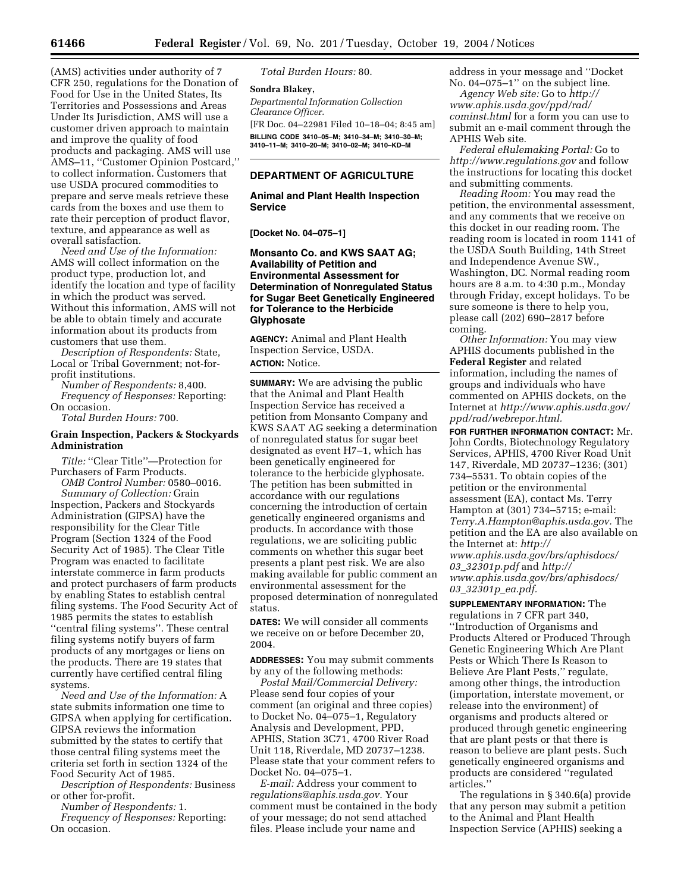(AMS) activities under authority of 7 CFR 250, regulations for the Donation of Food for Use in the United States, Its Territories and Possessions and Areas Under Its Jurisdiction, AMS will use a customer driven approach to maintain and improve the quality of food products and packaging. AMS will use AMS–11, ''Customer Opinion Postcard,'' to collect information. Customers that use USDA procured commodities to prepare and serve meals retrieve these cards from the boxes and use them to rate their perception of product flavor, texture, and appearance as well as overall satisfaction.

*Need and Use of the Information:* AMS will collect information on the product type, production lot, and identify the location and type of facility in which the product was served. Without this information, AMS will not be able to obtain timely and accurate information about its products from customers that use them.

*Description of Respondents:* State, Local or Tribal Government; not-for-profit institutions.

*Number of Respondents:* 8,400.

*Frequency of Responses:* Reporting: On occasion.

*Total Burden Hours:* 700.

**Grain Inspection, Packers & Stockyards Administration**

*Title:* ''Clear Title''—Protection for Purchasers of Farm Products.

*OMB Control Number:* 0580–0016.

*Summary of Collection:* Grain Inspection, Packers and Stockyards Administration (GIPSA) have the responsibility for the Clear Title Program (Section 1324 of the Food Security Act of 1985). The Clear Title Program was enacted to facilitate interstate commerce in farm products and protect purchasers of farm products by enabling States to establish central filing systems. The Food Security Act of 1985 permits the states to establish ''central filing systems''. These central filing systems notify buyers of farm products of any mortgages or liens on the products. There are 19 states that currently have certified central filing systems.

*Need and Use of the Information:* A state submits information one time to GIPSA when applying for certification. GIPSA reviews the information submitted by the states to certify that those central filing systems meet the criteria set forth in section 1324 of the Food Security Act of 1985.

*Description of Respondents:* Business or other for-profit.

*Number of Respondents:* 1.

*Frequency of Responses:* Reporting: On occasion.

*Total Burden Hours:* 80.

**Sondra Blakey,**

*Departmental Information Collection Clearance Officer.*

[FR Doc. 04–22981 Filed 10–18–04; 8:45 am]

**BILLING CODE 3410–05–M; 3410–34–M; 3410–30–M; 3410–11–M; 3410–20–M; 3410–02–M; 3410–KD–M**

## DEPARTMENT OF AGRICULTURE

### Animal and Plant Health Inspection Service

**[Docket No. 04–075–1]**

### Monsanto Co. and KWS SAAT AG; Availability of Petition and Environmental Assessment for Determination of Nonregulated Status for Sugar Beet Genetically Engineered for Tolerance to the Herbicide Glyphosate

**AGENCY:** Animal and Plant Health Inspection Service, USDA.

**ACTION:** Notice.

**SUMMARY:** We are advising the public that the Animal and Plant Health Inspection Service has received a petition from Monsanto Company and KWS SAAT AG seeking a determination of nonregulated status for sugar beet designated as event H7–1, which has been genetically engineered for tolerance to the herbicide glyphosate. The petition has been submitted in accordance with our regulations concerning the introduction of certain genetically engineered organisms and products. In accordance with those regulations, we are soliciting public comments on whether this sugar beet presents a plant pest risk. We are also making available for public comment an environmental assessment for the proposed determination of nonregulated status.

**DATES:** We will consider all comments we receive on or before December 20, 2004.

**ADDRESSES:** You may submit comments by any of the following methods:

*Postal Mail/Commercial Delivery:* Please send four copies of your comment (an original and three copies) to Docket No. 04–075–1, Regulatory Analysis and Development, PPD, APHIS, Station 3C71, 4700 River Road Unit 118, Riverdale, MD 20737–1238. Please state that your comment refers to Docket No. 04–075–1.

*E-mail:* Address your comment to *regulations@aphis.usda.gov.* Your comment must be contained in the body of your message; do not send attached files. Please include your name and address in your message and ''Docket No. 04–075–1'' on the subject line.

*Agency Web site:* Go to *http://www.aphis.usda.gov/ppd/rad/cominst.html* for a form you can use to submit an e-mail comment through the APHIS Web site.

*Federal eRulemaking Portal:* Go to *http://www.regulations.gov* and follow the instructions for locating this docket and submitting comments.

*Reading Room:* You may read the petition, the environmental assessment, and any comments that we receive on this docket in our reading room. The reading room is located in room 1141 of the USDA South Building, 14th Street and Independence Avenue SW., Washington, DC. Normal reading room hours are 8 a.m. to 4:30 p.m., Monday through Friday, except holidays. To be sure someone is there to help you, please call (202) 690–2817 before coming.

*Other Information:* You may view APHIS documents published in the **Federal Register** and related information, including the names of groups and individuals who have commented on APHIS dockets, on the Internet at *http://www.aphis.usda.gov/ppd/rad/webrepor.html.*

**FOR FURTHER INFORMATION CONTACT:** Mr. John Cordts, Biotechnology Regulatory Services, APHIS, 4700 River Road Unit 147, Riverdale, MD 20737–1236; (301) 734–5531. To obtain copies of the petition or the environmental assessment (EA), contact Ms. Terry Hampton at (301) 734–5715; e-mail: *Terry.A.Hampton@aphis.usda.gov.* The petition and the EA are also available on the Internet at: *http://www.aphis.usda.gov/brs/aphisdocs/03_32301p.pdf* and *http://www.aphis.usda.gov/brs/aphisdocs/03_32301p_ea.pdf.*

**SUPPLEMENTARY INFORMATION:** The regulations in 7 CFR part 340, ''Introduction of Organisms and Products Altered or Produced Through Genetic Engineering Which Are Plant Pests or Which There Is Reason to Believe Are Plant Pests,'' regulate, among other things, the introduction (importation, interstate movement, or release into the environment) of organisms and products altered or produced through genetic engineering that are plant pests or that there is reason to believe are plant pests. Such genetically engineered organisms and products are considered ''regulated articles.''

The regulations in § 340.6(a) provide that any person may submit a petition to the Animal and Plant Health Inspection Service (APHIS) seeking a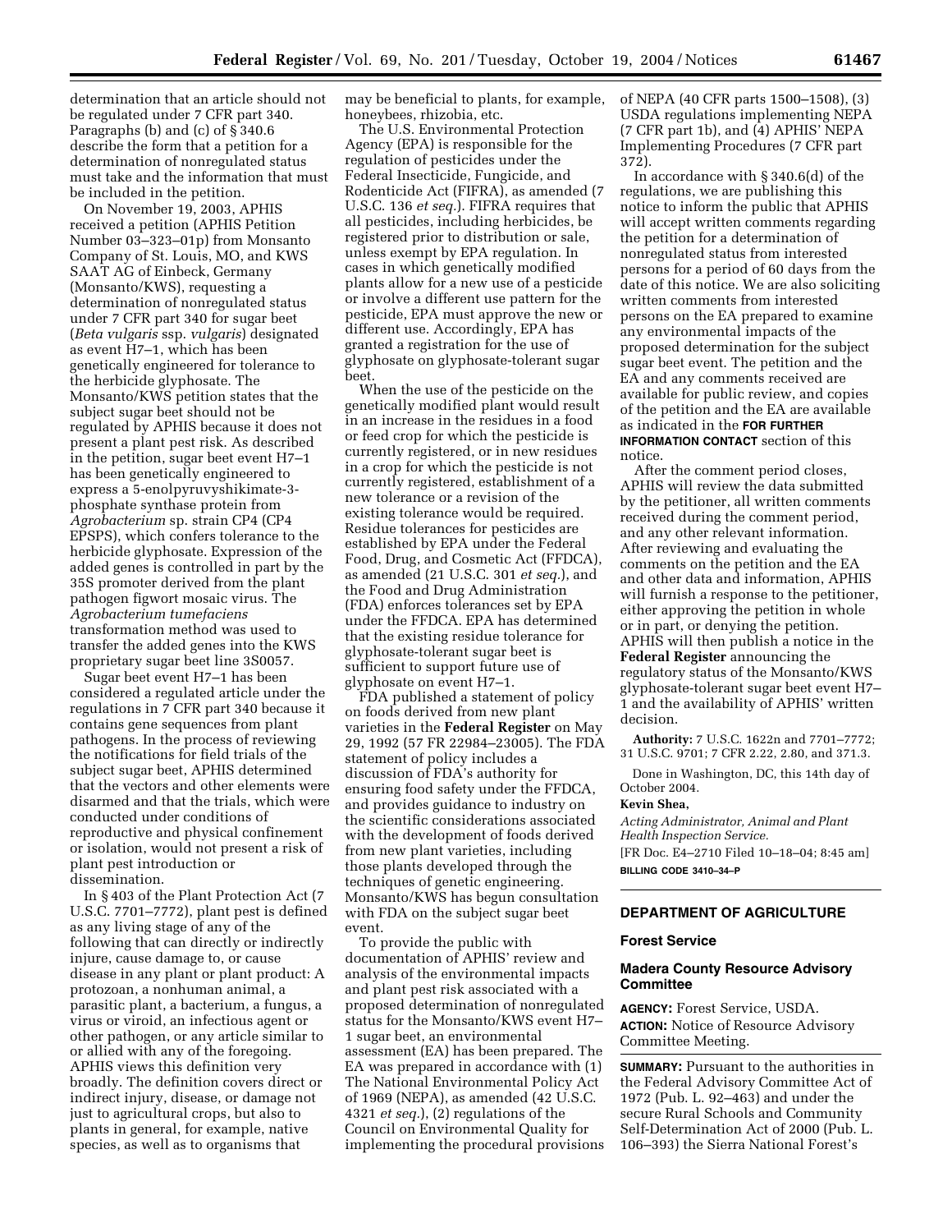determination that an article should not be regulated under 7 CFR part 340. Paragraphs (b) and (c) of § 340.6 describe the form that a petition for a determination of nonregulated status must take and the information that must be included in the petition.

On November 19, 2003, APHIS received a petition (APHIS Petition Number 03–323–01p) from Monsanto Company of St. Louis, MO, and KWS SAAT AG of Einbeck, Germany (Monsanto/KWS), requesting a determination of nonregulated status under 7 CFR part 340 for sugar beet (*Beta vulgaris* ssp. *vulgaris*) designated as event H7–1, which has been genetically engineered for tolerance to the herbicide glyphosate. The Monsanto/KWS petition states that the subject sugar beet should not be regulated by APHIS because it does not present a plant pest risk. As described in the petition, sugar beet event H7–1 has been genetically engineered to express a 5-enolpyruvyshikimate-3-phosphate synthase protein from *Agrobacterium* sp. strain CP4 (CP4 EPSPS), which confers tolerance to the herbicide glyphosate. Expression of the added genes is controlled in part by the 35S promoter derived from the plant pathogen figwort mosaic virus. The *Agrobacterium tumefaciens* transformation method was used to transfer the added genes into the KWS proprietary sugar beet line 3S0057.

Sugar beet event H7–1 has been considered a regulated article under the regulations in 7 CFR part 340 because it contains gene sequences from plant pathogens. In the process of reviewing the notifications for field trials of the subject sugar beet, APHIS determined that the vectors and other elements were disarmed and that the trials, which were conducted under conditions of reproductive and physical confinement or isolation, would not present a risk of plant pest introduction or dissemination.

In § 403 of the Plant Protection Act (7 U.S.C. 7701–7772), plant pest is defined as any living stage of any of the following that can directly or indirectly injure, cause damage to, or cause disease in any plant or plant product: A protozoan, a nonhuman animal, a parasitic plant, a bacterium, a fungus, a virus or viroid, an infectious agent or other pathogen, or any article similar to or allied with any of the foregoing. APHIS views this definition very broadly. The definition covers direct or indirect injury, disease, or damage not just to agricultural crops, but also to plants in general, for example, native species, as well as to organisms that may be beneficial to plants, for example, honeybees, rhizobia, etc.

The U.S. Environmental Protection Agency (EPA) is responsible for the regulation of pesticides under the Federal Insecticide, Fungicide, and Rodenticide Act (FIFRA), as amended (7 U.S.C. 136 *et seq.*). FIFRA requires that all pesticides, including herbicides, be registered prior to distribution or sale, unless exempt by EPA regulation. In cases in which genetically modified plants allow for a new use of a pesticide or involve a different use pattern for the pesticide, EPA must approve the new or different use. Accordingly, EPA has granted a registration for the use of glyphosate on glyphosate-tolerant sugar beet.

When the use of the pesticide on the genetically modified plant would result in an increase in the residues in a food or feed crop for which the pesticide is currently registered, or in new residues in a crop for which the pesticide is not currently registered, establishment of a new tolerance or a revision of the existing tolerance would be required. Residue tolerances for pesticides are established by EPA under the Federal Food, Drug, and Cosmetic Act (FFDCA), as amended (21 U.S.C. 301 *et seq.*), and the Food and Drug Administration (FDA) enforces tolerances set by EPA under the FFDCA. EPA has determined that the existing residue tolerance for glyphosate-tolerant sugar beet is sufficient to support future use of glyphosate on event H7–1.

FDA published a statement of policy on foods derived from new plant varieties in the **Federal Register** on May 29, 1992 (57 FR 22984–23005). The FDA statement of policy includes a discussion of FDA's authority for ensuring food safety under the FFDCA, and provides guidance to industry on the scientific considerations associated with the development of foods derived from new plant varieties, including those plants developed through the techniques of genetic engineering. Monsanto/KWS has begun consultation with FDA on the subject sugar beet event.

To provide the public with documentation of APHIS' review and analysis of the environmental impacts and plant pest risk associated with a proposed determination of nonregulated status for the Monsanto/KWS event H7–1 sugar beet, an environmental assessment (EA) has been prepared. The EA was prepared in accordance with (1) The National Environmental Policy Act of 1969 (NEPA), as amended (42 U.S.C. 4321 *et seq.*), (2) regulations of the Council on Environmental Quality for implementing the procedural provisions of NEPA (40 CFR parts 1500–1508), (3) USDA regulations implementing NEPA (7 CFR part 1b), and (4) APHIS' NEPA Implementing Procedures (7 CFR part 372).

In accordance with § 340.6(d) of the regulations, we are publishing this notice to inform the public that APHIS will accept written comments regarding the petition for a determination of nonregulated status from interested persons for a period of 60 days from the date of this notice. We are also soliciting written comments from interested persons on the EA prepared to examine any environmental impacts of the proposed determination for the subject sugar beet event. The petition and the EA and any comments received are available for public review, and copies of the petition and the EA are available as indicated in the **FOR FURTHER INFORMATION CONTACT** section of this notice.

After the comment period closes, APHIS will review the data submitted by the petitioner, all written comments received during the comment period, and any other relevant information. After reviewing and evaluating the comments on the petition and the EA and other data and information, APHIS will furnish a response to the petitioner, either approving the petition in whole or in part, or denying the petition. APHIS will then publish a notice in the **Federal Register** announcing the regulatory status of the Monsanto/KWS glyphosate-tolerant sugar beet event H7–1 and the availability of APHIS' written decision.

**Authority:** 7 U.S.C. 1622n and 7701–7772; 31 U.S.C. 9701; 7 CFR 2.22, 2.80, and 371.3.

Done in Washington, DC, this 14th day of October 2004.

**Kevin Shea,**

*Acting Administrator, Animal and Plant Health Inspection Service.*

[FR Doc. E4–2710 Filed 10–18–04; 8:45 am]

**BILLING CODE 3410–34–P**

---

## DEPARTMENT OF AGRICULTURE

### Forest Service

### Madera County Resource Advisory Committee

**AGENCY:** Forest Service, USDA.

**ACTION:** Notice of Resource Advisory Committee Meeting.

---

**SUMMARY:** Pursuant to the authorities in the Federal Advisory Committee Act of 1972 (Pub. L. 92–463) and under the secure Rural Schools and Community Self-Determination Act of 2000 (Pub. L. 106–393) the Sierra National Forest's